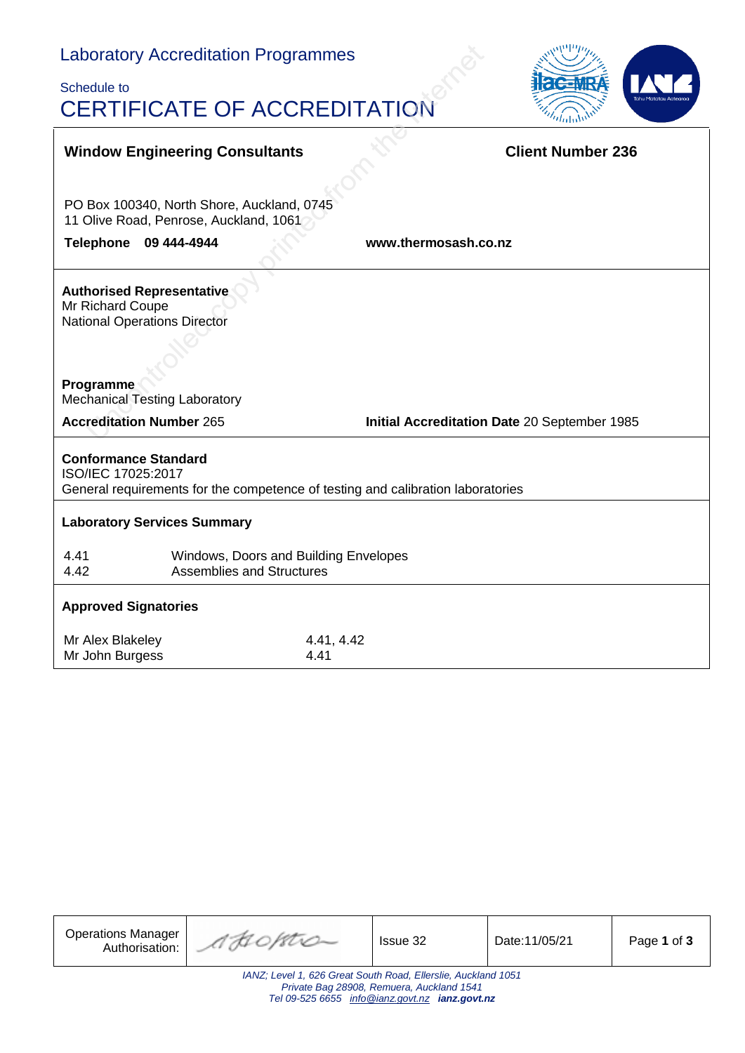# Laboratory Accreditation Programmes

Schedule to

## CERTIFICATE OF ACCREDITATION

**Window Engineering Consultants** **Client Number 236**

PO Box 100340, North Shore, Auckland, 0745
11 Olive Road, Penrose, Auckland, 1061

**Telephone 09 444-4944** **www.thermosash.co.nz**

**Authorised Representative**
Mr Richard Coupe
National Operations Director

**Programme**
Mechanical Testing Laboratory

**Accreditation Number** 265 **Initial Accreditation Date** 20 September 1985

**Conformance Standard**
ISO/IEC 17025:2017
General requirements for the competence of testing and calibration laboratories

**Laboratory Services Summary**

| | |
|---|---|
| 4.41 | Windows, Doors and Building Envelopes |
| 4.42 | Assemblies and Structures |

**Approved Signatories**

| | |
|---|---|
| Mr Alex Blakeley | 4.41, 4.42 |
| Mr John Burgess | 4.41 |

| Operations Manager Authorisation: | | Issue 32 | Date:11/05/21 |
|---|---|---|---|

*IANZ; Level 1, 626 Great South Road, Ellerslie, Auckland 1051*
*Private Bag 28908, Remuera, Auckland 1541*
*Tel 09-525 6655 info@ianz.govt.nz* ***ianz.govt.nz***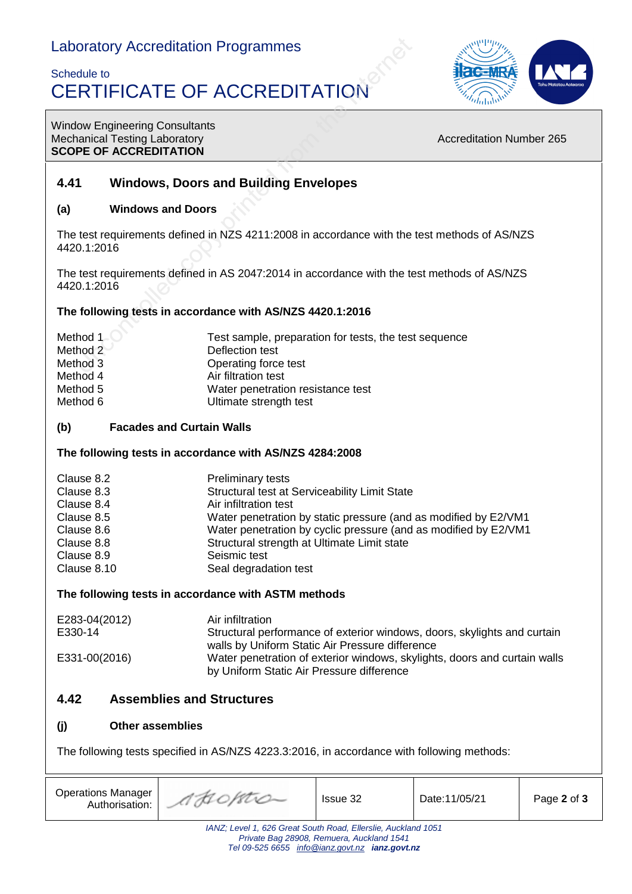## 4.41 Windows, Doors and Building Envelopes

### (a) Windows and Doors

The test requirements defined in NZS 4211:2008 in accordance with the test methods of AS/NZS 4420.1:2016

The test requirements defined in AS 2047:2014 in accordance with the test methods of AS/NZS 4420.1:2016

**The following tests in accordance with AS/NZS 4420.1:2016**

| | |
|---|---|
| Method 1 | Test sample, preparation for tests, the test sequence |
| Method 2 | Deflection test |
| Method 3 | Operating force test |
| Method 4 | Air filtration test |
| Method 5 | Water penetration resistance test |
| Method 6 | Ultimate strength test |

### (b) Facades and Curtain Walls

**The following tests in accordance with AS/NZS 4284:2008**

| | |
|---|---|
| Clause 8.2 | Preliminary tests |
| Clause 8.3 | Structural test at Serviceability Limit State |
| Clause 8.4 | Air infiltration test |
| Clause 8.5 | Water penetration by static pressure (and as modified by E2/VM1 |
| Clause 8.6 | Water penetration by cyclic pressure (and as modified by E2/VM1 |
| Clause 8.8 | Structural strength at Ultimate Limit state |
| Clause 8.9 | Seismic test |
| Clause 8.10 | Seal degradation test |

**The following tests in accordance with ASTM methods**

| | |
|---|---|
| E283-04(2012) | Air infiltration |
| E330-14 | Structural performance of exterior windows, doors, skylights and curtain walls by Uniform Static Air Pressure difference |
| E331-00(2016) | Water penetration of exterior windows, skylights, doors and curtain walls by Uniform Static Air Pressure difference |

## 4.42 Assemblies and Structures

### (j) Other assemblies

The following tests specified in AS/NZS 4223.3:2016, in accordance with following methods: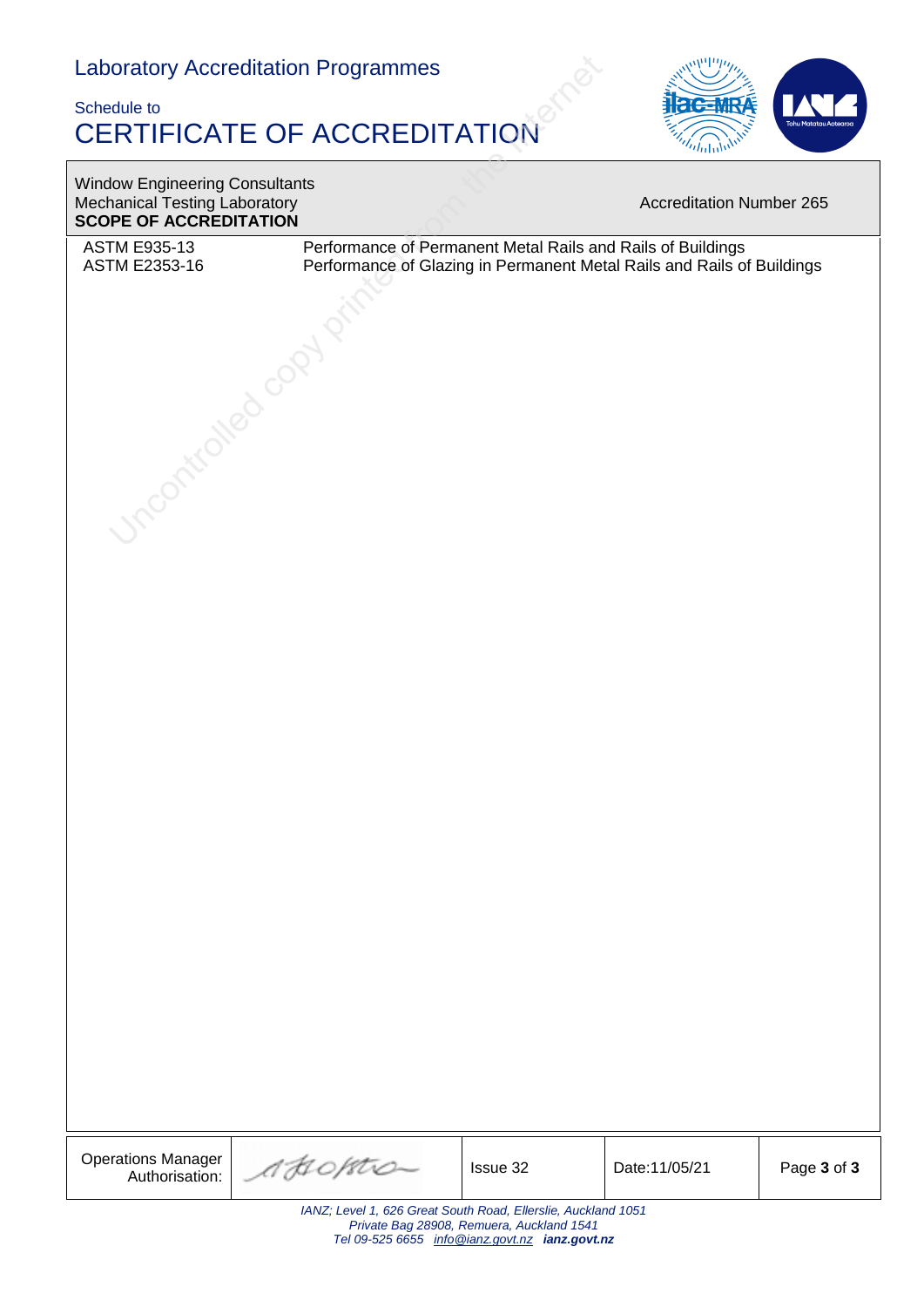# Laboratory Accreditation Programmes

## Schedule to
## CERTIFICATE OF ACCREDITATION

Window Engineering Consultants
Mechanical Testing Laboratory
**SCOPE OF ACCREDITATION**

Accreditation Number 265

| | |
|---|---|
| ASTM E935-13 | Performance of Permanent Metal Rails and Rails of Buildings |
| ASTM E2353-16 | Performance of Glazing in Permanent Metal Rails and Rails of Buildings |

| | | | |
|---|---|---|---|
| Operations Manager Authorisation: | | Issue 32 | Date:11/05/21 |

*IANZ; Level 1, 626 Great South Road, Ellerslie, Auckland 1051*
*Private Bag 28908, Remuera, Auckland 1541*
*Tel 09-525 6655 info@ianz.govt.nz* ***ianz.govt.nz***